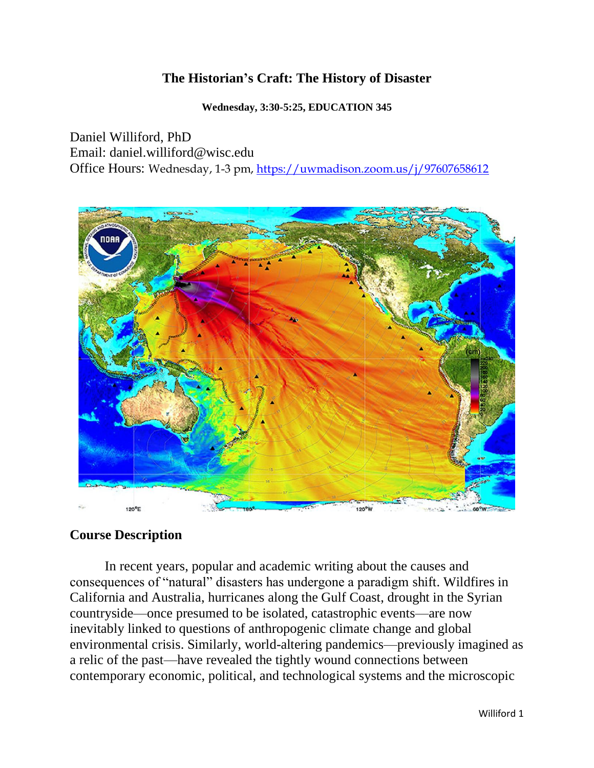# The Historian's Craft: The History of Disaster

**Wednesday, 3:30-5:25, EDUCATION 345**

Daniel Williford, PhD
Email: daniel.williford@wisc.edu
Office Hours: Wednesday, 1-3 pm, https://uwmadison.zoom.us/j/97607658612

## Course Description

In recent years, popular and academic writing about the causes and consequences of "natural" disasters has undergone a paradigm shift. Wildfires in California and Australia, hurricanes along the Gulf Coast, drought in the Syrian countryside—once presumed to be isolated, catastrophic events—are now inevitably linked to questions of anthropogenic climate change and global environmental crisis. Similarly, world-altering pandemics—previously imagined as a relic of the past—have revealed the tightly wound connections between contemporary economic, political, and technological systems and the microscopic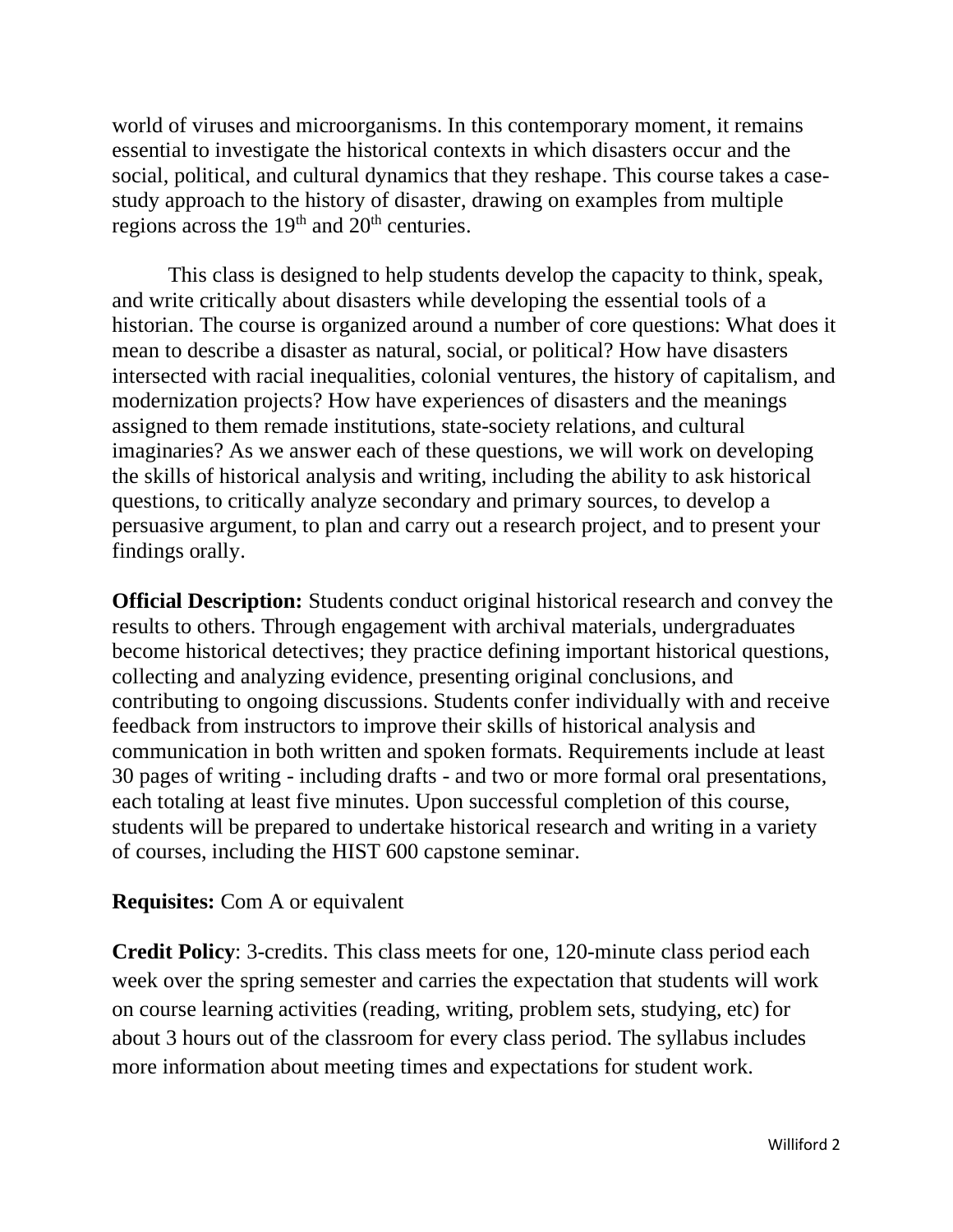world of viruses and microorganisms. In this contemporary moment, it remains essential to investigate the historical contexts in which disasters occur and the social, political, and cultural dynamics that they reshape. This course takes a case-study approach to the history of disaster, drawing on examples from multiple regions across the 19th and 20th centuries.

This class is designed to help students develop the capacity to think, speak, and write critically about disasters while developing the essential tools of a historian. The course is organized around a number of core questions: What does it mean to describe a disaster as natural, social, or political? How have disasters intersected with racial inequalities, colonial ventures, the history of capitalism, and modernization projects? How have experiences of disasters and the meanings assigned to them remade institutions, state-society relations, and cultural imaginaries? As we answer each of these questions, we will work on developing the skills of historical analysis and writing, including the ability to ask historical questions, to critically analyze secondary and primary sources, to develop a persuasive argument, to plan and carry out a research project, and to present your findings orally.

**Official Description:** Students conduct original historical research and convey the results to others. Through engagement with archival materials, undergraduates become historical detectives; they practice defining important historical questions, collecting and analyzing evidence, presenting original conclusions, and contributing to ongoing discussions. Students confer individually with and receive feedback from instructors to improve their skills of historical analysis and communication in both written and spoken formats. Requirements include at least 30 pages of writing - including drafts - and two or more formal oral presentations, each totaling at least five minutes. Upon successful completion of this course, students will be prepared to undertake historical research and writing in a variety of courses, including the HIST 600 capstone seminar.

**Requisites:** Com A or equivalent

**Credit Policy**: 3-credits. This class meets for one, 120-minute class period each week over the spring semester and carries the expectation that students will work on course learning activities (reading, writing, problem sets, studying, etc) for about 3 hours out of the classroom for every class period. The syllabus includes more information about meeting times and expectations for student work.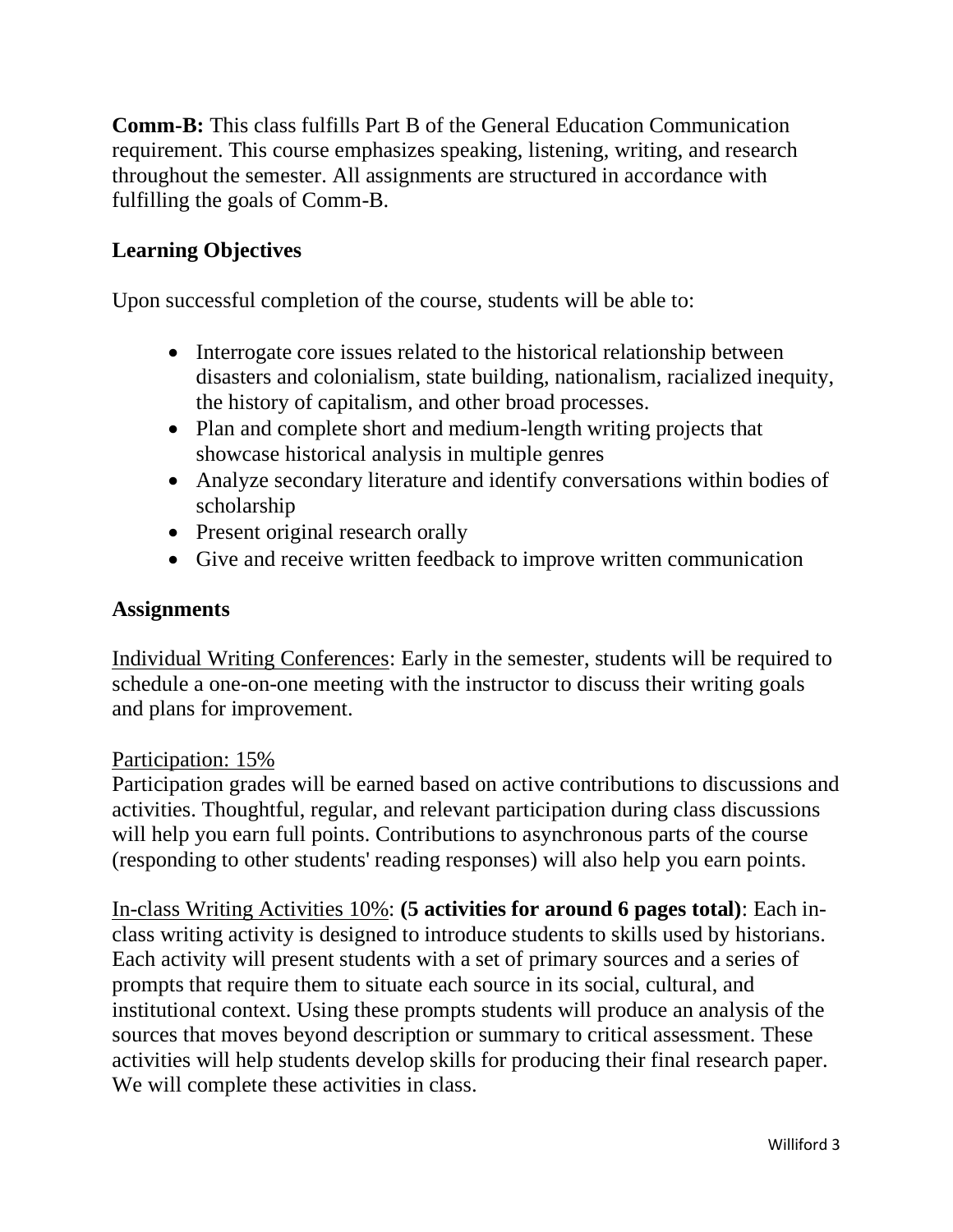**Comm-B:** This class fulfills Part B of the General Education Communication requirement. This course emphasizes speaking, listening, writing, and research throughout the semester. All assignments are structured in accordance with fulfilling the goals of Comm-B.

## Learning Objectives

Upon successful completion of the course, students will be able to:

- Interrogate core issues related to the historical relationship between disasters and colonialism, state building, nationalism, racialized inequity, the history of capitalism, and other broad processes.
- Plan and complete short and medium-length writing projects that showcase historical analysis in multiple genres
- Analyze secondary literature and identify conversations within bodies of scholarship
- Present original research orally
- Give and receive written feedback to improve written communication

## Assignments

<u>Individual Writing Conferences</u>: Early in the semester, students will be required to schedule a one-on-one meeting with the instructor to discuss their writing goals and plans for improvement.

<u>Participation: 15%</u>
Participation grades will be earned based on active contributions to discussions and activities. Thoughtful, regular, and relevant participation during class discussions will help you earn full points. Contributions to asynchronous parts of the course (responding to other students' reading responses) will also help you earn points.

<u>In-class Writing Activities 10%</u>: **(5 activities for around 6 pages total)**: Each in-class writing activity is designed to introduce students to skills used by historians. Each activity will present students with a set of primary sources and a series of prompts that require them to situate each source in its social, cultural, and institutional context. Using these prompts students will produce an analysis of the sources that moves beyond description or summary to critical assessment. These activities will help students develop skills for producing their final research paper. We will complete these activities in class.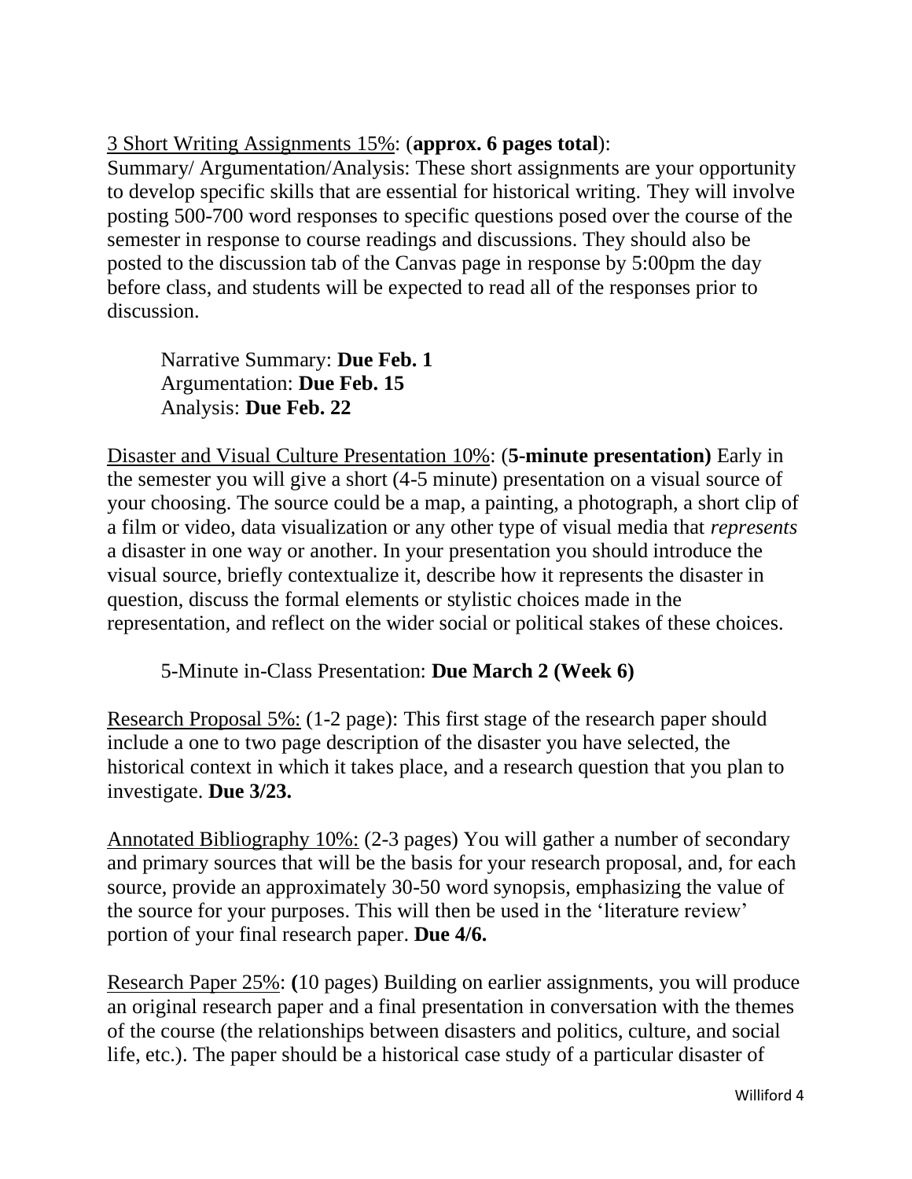3 Short Writing Assignments 15%: (**approx. 6 pages total**):
Summary/ Argumentation/Analysis: These short assignments are your opportunity to develop specific skills that are essential for historical writing. They will involve posting 500-700 word responses to specific questions posed over the course of the semester in response to course readings and discussions. They should also be posted to the discussion tab of the Canvas page in response by 5:00pm the day before class, and students will be expected to read all of the responses prior to discussion.

Narrative Summary: **Due Feb. 1**
Argumentation: **Due Feb. 15**
Analysis: **Due Feb. 22**

Disaster and Visual Culture Presentation 10%: (**5-minute presentation)** Early in the semester you will give a short (4-5 minute) presentation on a visual source of your choosing. The source could be a map, a painting, a photograph, a short clip of a film or video, data visualization or any other type of visual media that *represents* a disaster in one way or another. In your presentation you should introduce the visual source, briefly contextualize it, describe how it represents the disaster in question, discuss the formal elements or stylistic choices made in the representation, and reflect on the wider social or political stakes of these choices.

5-Minute in-Class Presentation: **Due March 2 (Week 6)**

Research Proposal 5%: (1-2 page): This first stage of the research paper should include a one to two page description of the disaster you have selected, the historical context in which it takes place, and a research question that you plan to investigate. **Due 3/23.**

Annotated Bibliography 10%: (2-3 pages) You will gather a number of secondary and primary sources that will be the basis for your research proposal, and, for each source, provide an approximately 30-50 word synopsis, emphasizing the value of the source for your purposes. This will then be used in the 'literature review' portion of your final research paper. **Due 4/6.**

Research Paper 25%: **(**10 pages) Building on earlier assignments, you will produce an original research paper and a final presentation in conversation with the themes of the course (the relationships between disasters and politics, culture, and social life, etc.). The paper should be a historical case study of a particular disaster of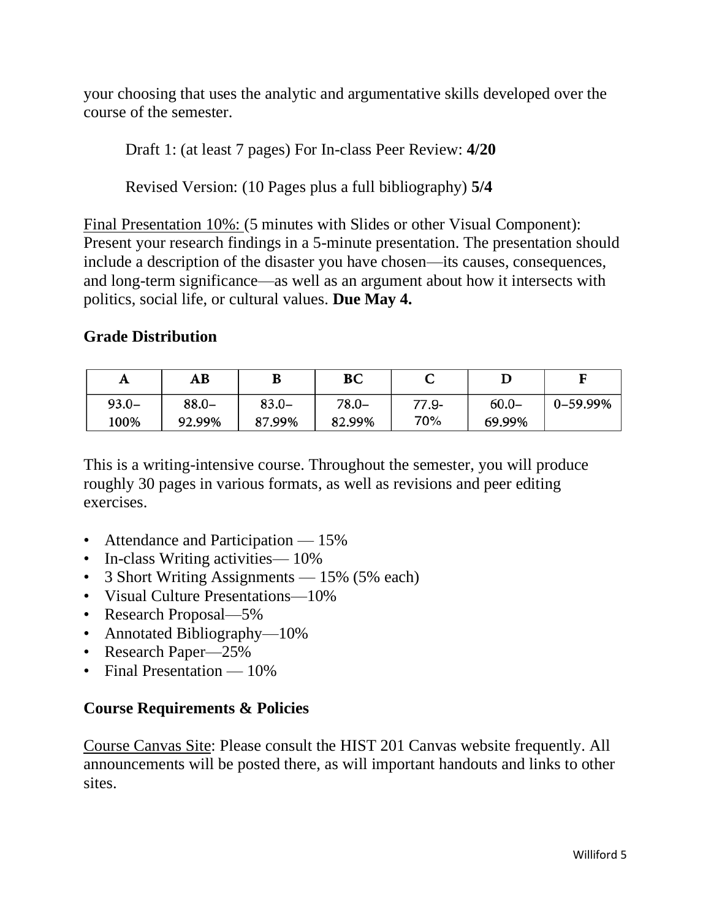your choosing that uses the analytic and argumentative skills developed over the course of the semester.

Draft 1: (at least 7 pages) For In-class Peer Review: **4/20**

Revised Version: (10 Pages plus a full bibliography) **5/4**

Final Presentation 10%: (5 minutes with Slides or other Visual Component): Present your research findings in a 5-minute presentation. The presentation should include a description of the disaster you have chosen—its causes, consequences, and long-term significance—as well as an argument about how it intersects with politics, social life, or cultural values. **Due May 4.**

### Grade Distribution

| A | AB | B | BC | C | D | F |
|---|---|---|---|---|---|---|
| 93.0–100% | 88.0–92.99% | 83.0–87.99% | 78.0–82.99% | 77.9-70% | 60.0–69.99% | 0–59.99% |

This is a writing-intensive course. Throughout the semester, you will produce roughly 30 pages in various formats, as well as revisions and peer editing exercises.

- Attendance and Participation — 15%
- In-class Writing activities— 10%
- 3 Short Writing Assignments — 15% (5% each)
- Visual Culture Presentations—10%
- Research Proposal—5%
- Annotated Bibliography—10%
- Research Paper—25%
- Final Presentation — 10%

### Course Requirements & Policies

Course Canvas Site: Please consult the HIST 201 Canvas website frequently. All announcements will be posted there, as will important handouts and links to other sites.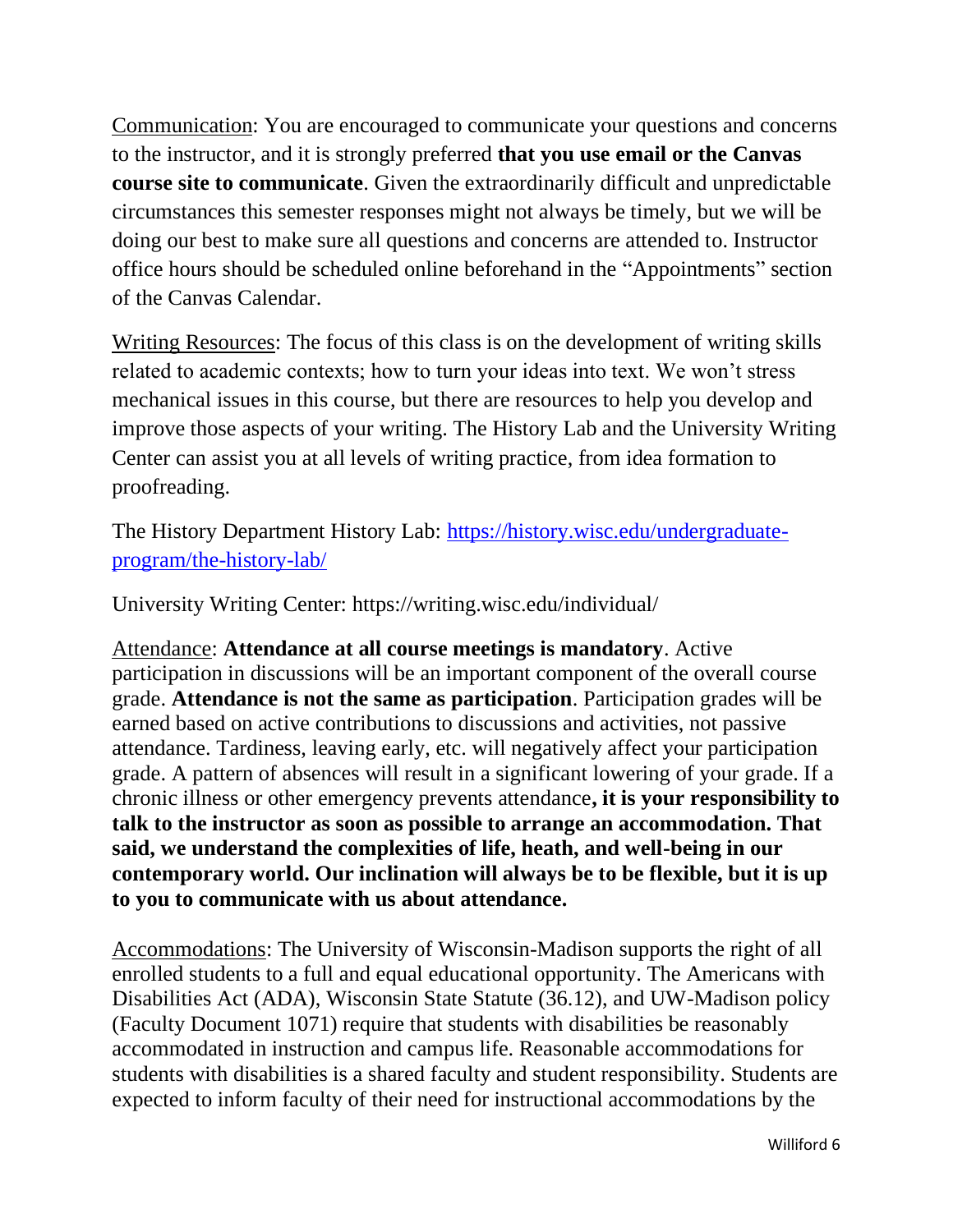Communication: You are encouraged to communicate your questions and concerns to the instructor, and it is strongly preferred **that you use email or the Canvas course site to communicate**. Given the extraordinarily difficult and unpredictable circumstances this semester responses might not always be timely, but we will be doing our best to make sure all questions and concerns are attended to. Instructor office hours should be scheduled online beforehand in the "Appointments" section of the Canvas Calendar.

Writing Resources: The focus of this class is on the development of writing skills related to academic contexts; how to turn your ideas into text. We won't stress mechanical issues in this course, but there are resources to help you develop and improve those aspects of your writing. The History Lab and the University Writing Center can assist you at all levels of writing practice, from idea formation to proofreading.

The History Department History Lab: [https://history.wisc.edu/undergraduate-program/the-history-lab/](https://history.wisc.edu/undergraduate-program/the-history-lab/)

University Writing Center: https://writing.wisc.edu/individual/

Attendance: **Attendance at all course meetings is mandatory**. Active participation in discussions will be an important component of the overall course grade. **Attendance is not the same as participation**. Participation grades will be earned based on active contributions to discussions and activities, not passive attendance. Tardiness, leaving early, etc. will negatively affect your participation grade. A pattern of absences will result in a significant lowering of your grade. If a chronic illness or other emergency prevents attendance**, it is your responsibility to talk to the instructor as soon as possible to arrange an accommodation. That said, we understand the complexities of life, heath, and well-being in our contemporary world. Our inclination will always be to be flexible, but it is up to you to communicate with us about attendance.**

Accommodations: The University of Wisconsin-Madison supports the right of all enrolled students to a full and equal educational opportunity. The Americans with Disabilities Act (ADA), Wisconsin State Statute (36.12), and UW-Madison policy (Faculty Document 1071) require that students with disabilities be reasonably accommodated in instruction and campus life. Reasonable accommodations for students with disabilities is a shared faculty and student responsibility. Students are expected to inform faculty of their need for instructional accommodations by the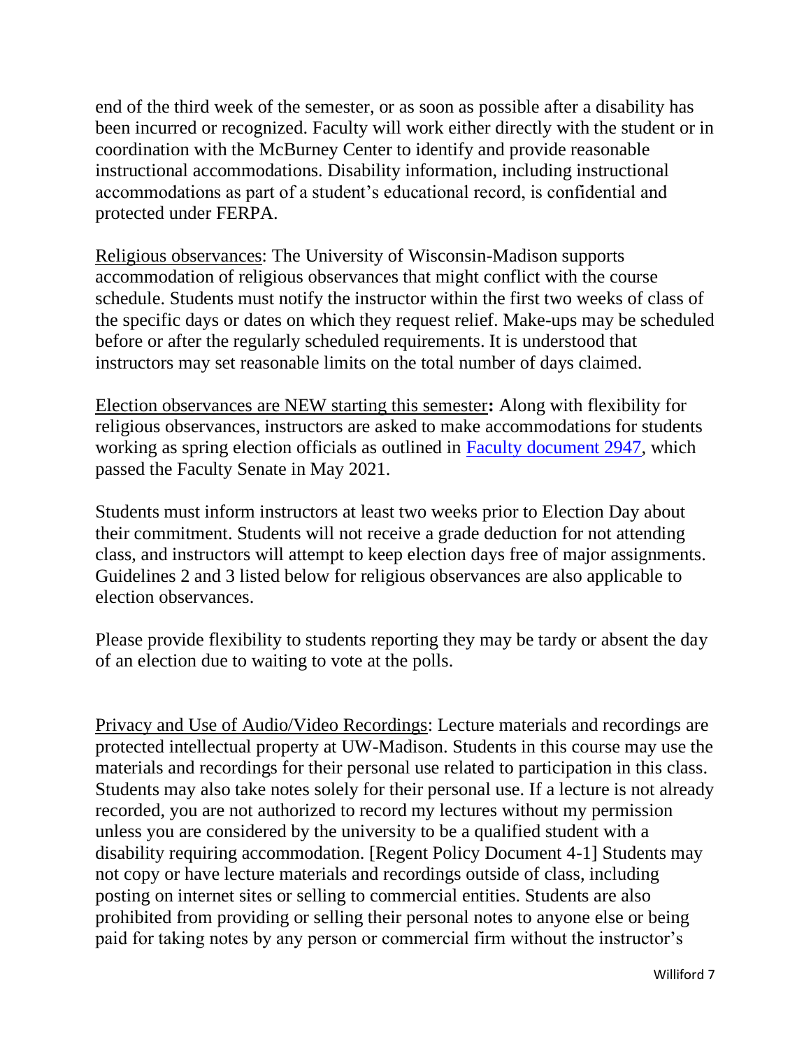end of the third week of the semester, or as soon as possible after a disability has been incurred or recognized. Faculty will work either directly with the student or in coordination with the McBurney Center to identify and provide reasonable instructional accommodations. Disability information, including instructional accommodations as part of a student's educational record, is confidential and protected under FERPA.

Religious observances: The University of Wisconsin-Madison supports accommodation of religious observances that might conflict with the course schedule. Students must notify the instructor within the first two weeks of class of the specific days or dates on which they request relief. Make-ups may be scheduled before or after the regularly scheduled requirements. It is understood that instructors may set reasonable limits on the total number of days claimed.

Election observances are NEW starting this semester**:** Along with flexibility for religious observances, instructors are asked to make accommodations for students working as spring election officials as outlined in Faculty document 2947, which passed the Faculty Senate in May 2021.

Students must inform instructors at least two weeks prior to Election Day about their commitment. Students will not receive a grade deduction for not attending class, and instructors will attempt to keep election days free of major assignments. Guidelines 2 and 3 listed below for religious observances are also applicable to election observances.

Please provide flexibility to students reporting they may be tardy or absent the day of an election due to waiting to vote at the polls.

Privacy and Use of Audio/Video Recordings: Lecture materials and recordings are protected intellectual property at UW-Madison. Students in this course may use the materials and recordings for their personal use related to participation in this class. Students may also take notes solely for their personal use. If a lecture is not already recorded, you are not authorized to record my lectures without my permission unless you are considered by the university to be a qualified student with a disability requiring accommodation. [Regent Policy Document 4-1] Students may not copy or have lecture materials and recordings outside of class, including posting on internet sites or selling to commercial entities. Students are also prohibited from providing or selling their personal notes to anyone else or being paid for taking notes by any person or commercial firm without the instructor's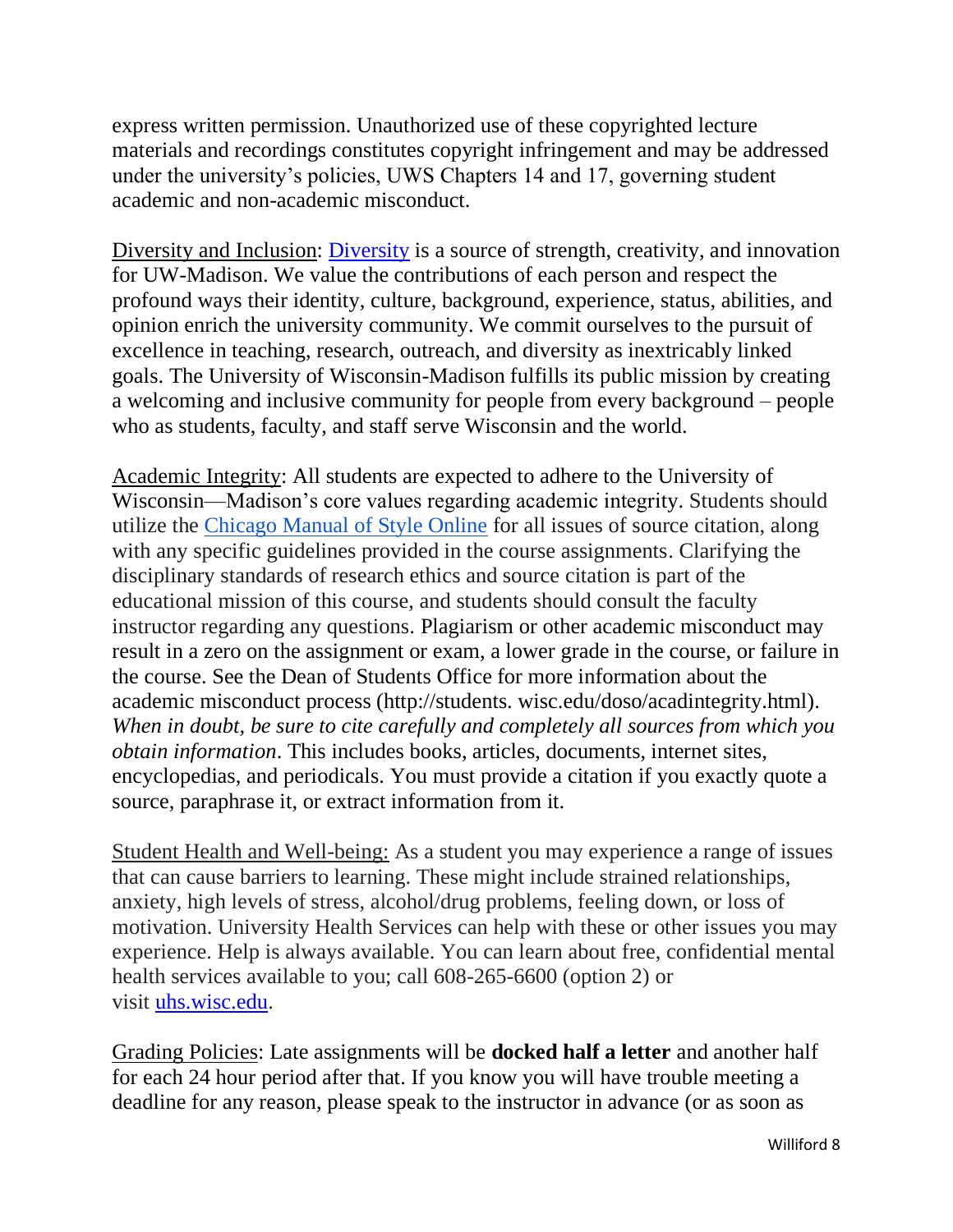express written permission. Unauthorized use of these copyrighted lecture materials and recordings constitutes copyright infringement and may be addressed under the university's policies, UWS Chapters 14 and 17, governing student academic and non-academic misconduct.

Diversity and Inclusion: Diversity is a source of strength, creativity, and innovation for UW-Madison. We value the contributions of each person and respect the profound ways their identity, culture, background, experience, status, abilities, and opinion enrich the university community. We commit ourselves to the pursuit of excellence in teaching, research, outreach, and diversity as inextricably linked goals. The University of Wisconsin-Madison fulfills its public mission by creating a welcoming and inclusive community for people from every background – people who as students, faculty, and staff serve Wisconsin and the world.

Academic Integrity: All students are expected to adhere to the University of Wisconsin—Madison's core values regarding academic integrity. Students should utilize the Chicago Manual of Style Online for all issues of source citation, along with any specific guidelines provided in the course assignments. Clarifying the disciplinary standards of research ethics and source citation is part of the educational mission of this course, and students should consult the faculty instructor regarding any questions. Plagiarism or other academic misconduct may result in a zero on the assignment or exam, a lower grade in the course, or failure in the course. See the Dean of Students Office for more information about the academic misconduct process (http://students. wisc.edu/doso/acadintegrity.html). *When in doubt, be sure to cite carefully and completely all sources from which you obtain information*. This includes books, articles, documents, internet sites, encyclopedias, and periodicals. You must provide a citation if you exactly quote a source, paraphrase it, or extract information from it.

Student Health and Well-being: As a student you may experience a range of issues that can cause barriers to learning. These might include strained relationships, anxiety, high levels of stress, alcohol/drug problems, feeling down, or loss of motivation. University Health Services can help with these or other issues you may experience. Help is always available. You can learn about free, confidential mental health services available to you; call 608-265-6600 (option 2) or visit uhs.wisc.edu.

Grading Policies: Late assignments will be **docked half a letter** and another half for each 24 hour period after that. If you know you will have trouble meeting a deadline for any reason, please speak to the instructor in advance (or as soon as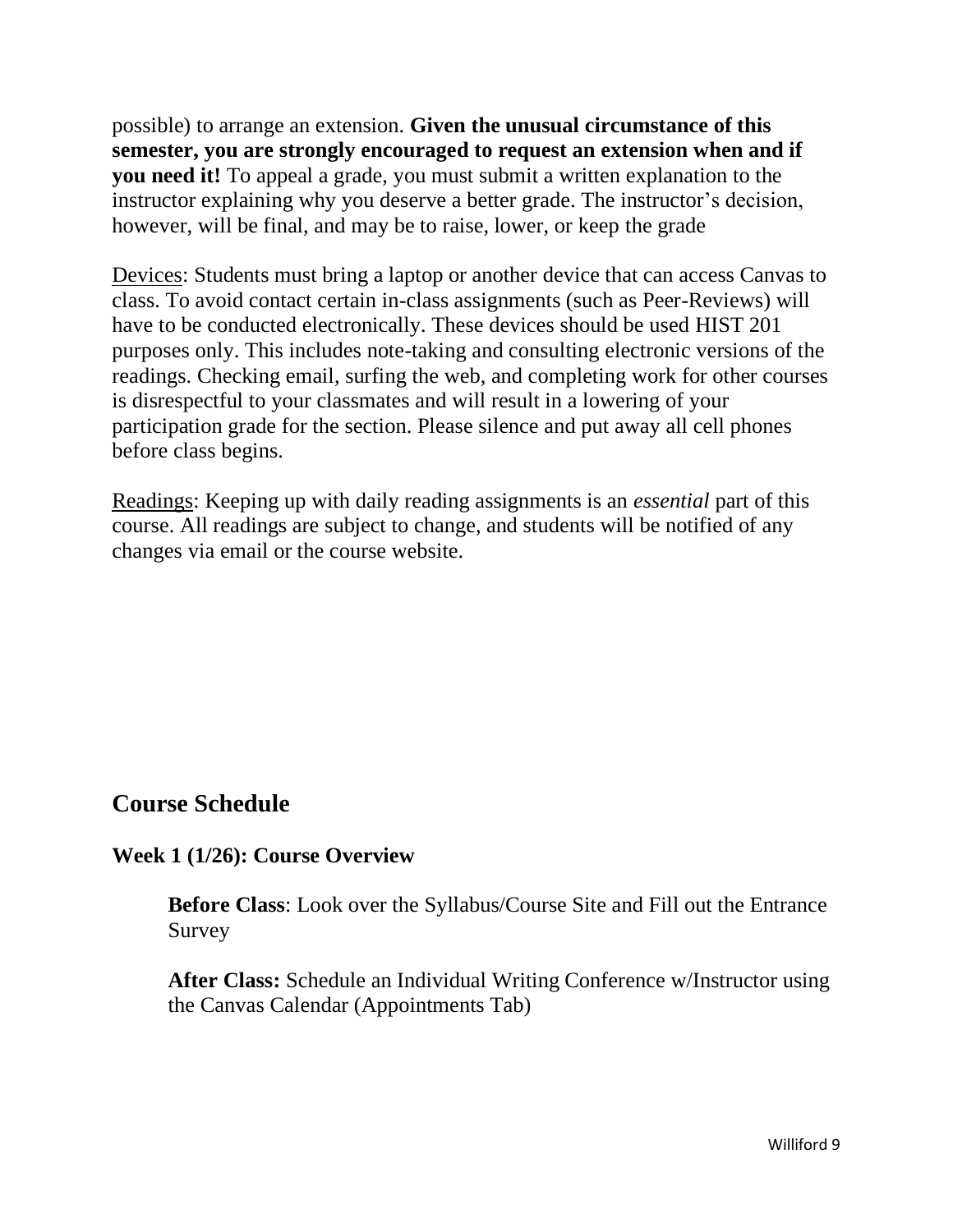possible) to arrange an extension. **Given the unusual circumstance of this semester, you are strongly encouraged to request an extension when and if you need it!** To appeal a grade, you must submit a written explanation to the instructor explaining why you deserve a better grade. The instructor's decision, however, will be final, and may be to raise, lower, or keep the grade

<u>Devices</u>: Students must bring a laptop or another device that can access Canvas to class. To avoid contact certain in-class assignments (such as Peer-Reviews) will have to be conducted electronically. These devices should be used HIST 201 purposes only. This includes note-taking and consulting electronic versions of the readings. Checking email, surfing the web, and completing work for other courses is disrespectful to your classmates and will result in a lowering of your participation grade for the section. Please silence and put away all cell phones before class begins.

<u>Readings</u>: Keeping up with daily reading assignments is an *essential* part of this course. All readings are subject to change, and students will be notified of any changes via email or the course website.

## Course Schedule

### Week 1 (1/26): Course Overview

**Before Class**: Look over the Syllabus/Course Site and Fill out the Entrance Survey

**After Class:** Schedule an Individual Writing Conference w/Instructor using the Canvas Calendar (Appointments Tab)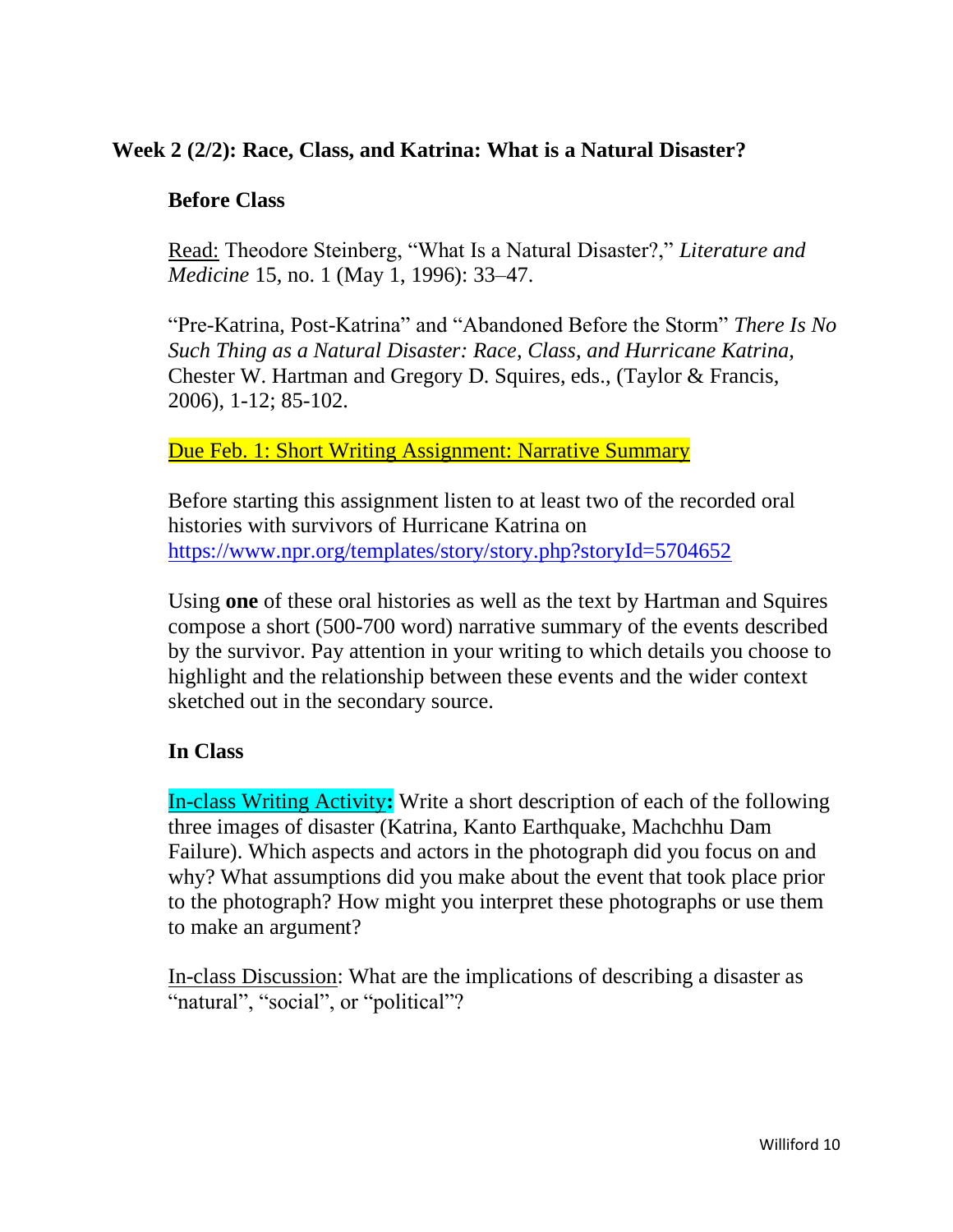## Week 2 (2/2): Race, Class, and Katrina: What is a Natural Disaster?

### Before Class

Read: Theodore Steinberg, "What Is a Natural Disaster?," *Literature and Medicine* 15, no. 1 (May 1, 1996): 33–47.

"Pre-Katrina, Post-Katrina" and "Abandoned Before the Storm" *There Is No Such Thing as a Natural Disaster: Race, Class, and Hurricane Katrina*, Chester W. Hartman and Gregory D. Squires, eds., (Taylor & Francis, 2006), 1-12; 85-102.

Due Feb. 1: Short Writing Assignment: Narrative Summary

Before starting this assignment listen to at least two of the recorded oral histories with survivors of Hurricane Katrina on https://www.npr.org/templates/story/story.php?storyId=5704652

Using **one** of these oral histories as well as the text by Hartman and Squires compose a short (500-700 word) narrative summary of the events described by the survivor. Pay attention in your writing to which details you choose to highlight and the relationship between these events and the wider context sketched out in the secondary source.

### In Class

In-class Writing Activity**:** Write a short description of each of the following three images of disaster (Katrina, Kanto Earthquake, Machchhu Dam Failure). Which aspects and actors in the photograph did you focus on and why? What assumptions did you make about the event that took place prior to the photograph? How might you interpret these photographs or use them to make an argument?

In-class Discussion: What are the implications of describing a disaster as "natural", "social", or "political"?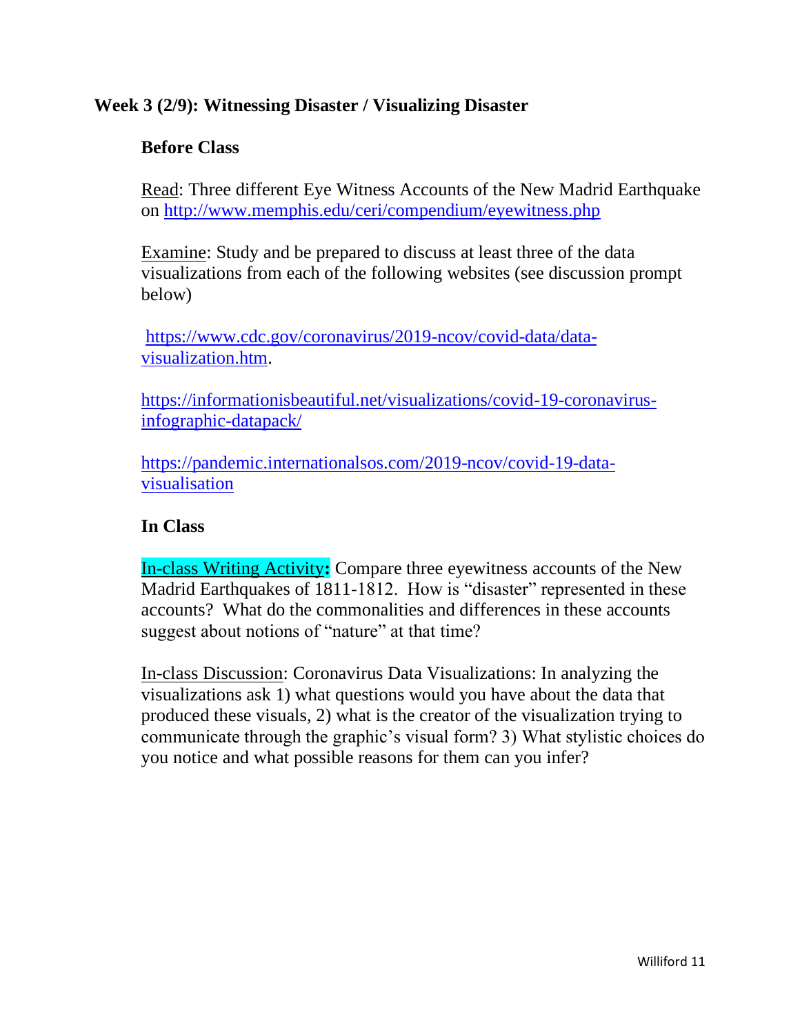**Week 3 (2/9): Witnessing Disaster / Visualizing Disaster**

**Before Class**

Read: Three different Eye Witness Accounts of the New Madrid Earthquake on http://www.memphis.edu/ceri/compendium/eyewitness.php

Examine: Study and be prepared to discuss at least three of the data visualizations from each of the following websites (see discussion prompt below)

https://www.cdc.gov/coronavirus/2019-ncov/covid-data/data-visualization.htm.

https://informationisbeautiful.net/visualizations/covid-19-coronavirus-infographic-datapack/

https://pandemic.internationalsos.com/2019-ncov/covid-19-data-visualisation

**In Class**

In-class Writing Activity**:** Compare three eyewitness accounts of the New Madrid Earthquakes of 1811-1812. How is "disaster" represented in these accounts? What do the commonalities and differences in these accounts suggest about notions of "nature" at that time?

In-class Discussion: Coronavirus Data Visualizations: In analyzing the visualizations ask 1) what questions would you have about the data that produced these visuals, 2) what is the creator of the visualization trying to communicate through the graphic's visual form? 3) What stylistic choices do you notice and what possible reasons for them can you infer?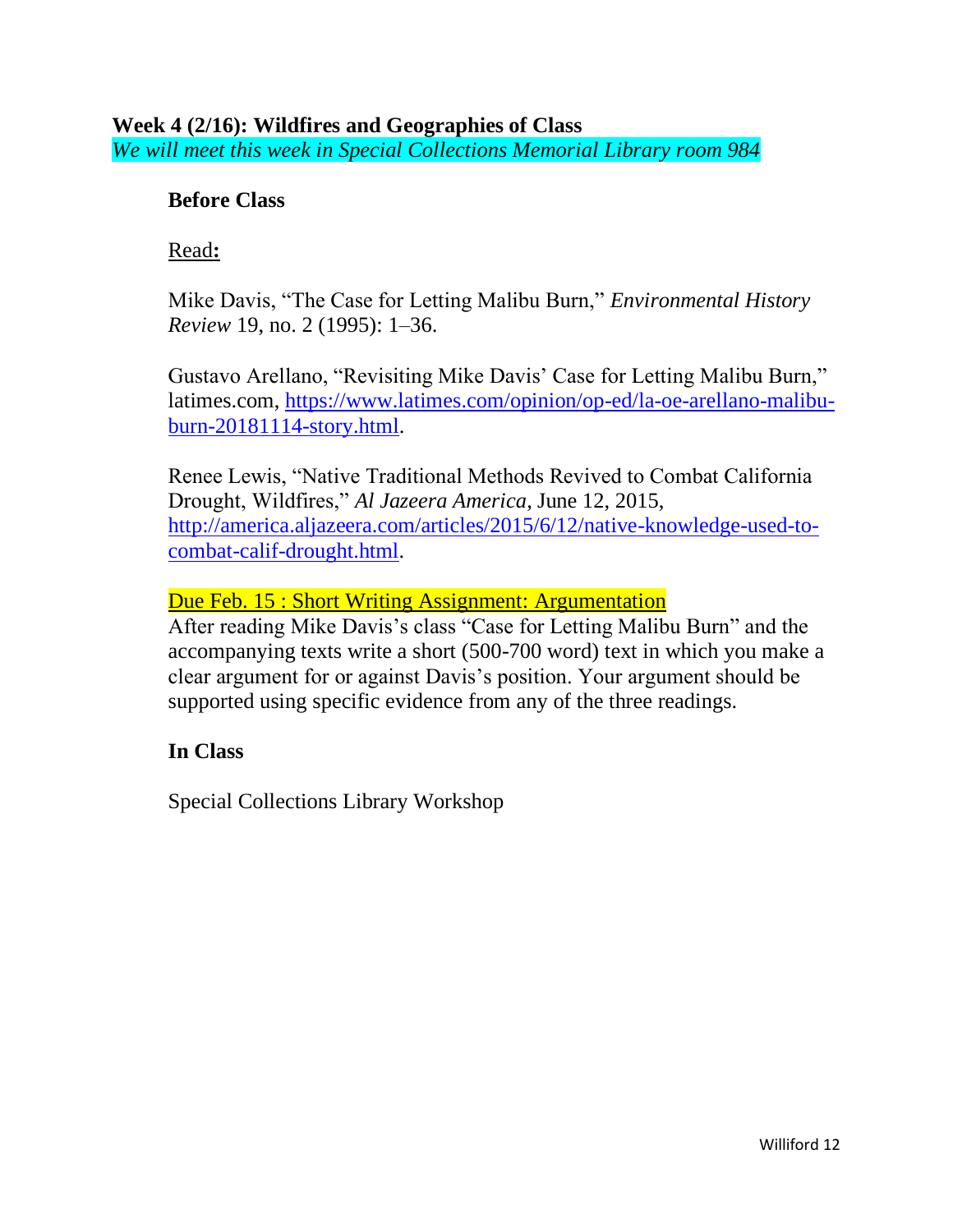### **Week 4 (2/16): Wildfires and Geographies of Class**

*We will meet this week in Special Collections Memorial Library room 984*

**Before Class**

<u>Read</u>**:**

Mike Davis, "The Case for Letting Malibu Burn," *Environmental History Review* 19, no. 2 (1995): 1–36.

Gustavo Arellano, "Revisiting Mike Davis' Case for Letting Malibu Burn," latimes.com, [https://www.latimes.com/opinion/op-ed/la-oe-arellano-malibu-burn-20181114-story.html](https://www.latimes.com/opinion/op-ed/la-oe-arellano-malibu-burn-20181114-story.html).

Renee Lewis, "Native Traditional Methods Revived to Combat California Drought, Wildfires," *Al Jazeera America*, June 12, 2015, [http://america.aljazeera.com/articles/2015/6/12/native-knowledge-used-to-combat-calif-drought.html](http://america.aljazeera.com/articles/2015/6/12/native-knowledge-used-to-combat-calif-drought.html).

<u>Due Feb. 15 : Short Writing Assignment: Argumentation</u>

After reading Mike Davis's class "Case for Letting Malibu Burn" and the accompanying texts write a short (500-700 word) text in which you make a clear argument for or against Davis's position. Your argument should be supported using specific evidence from any of the three readings.

**In Class**

Special Collections Library Workshop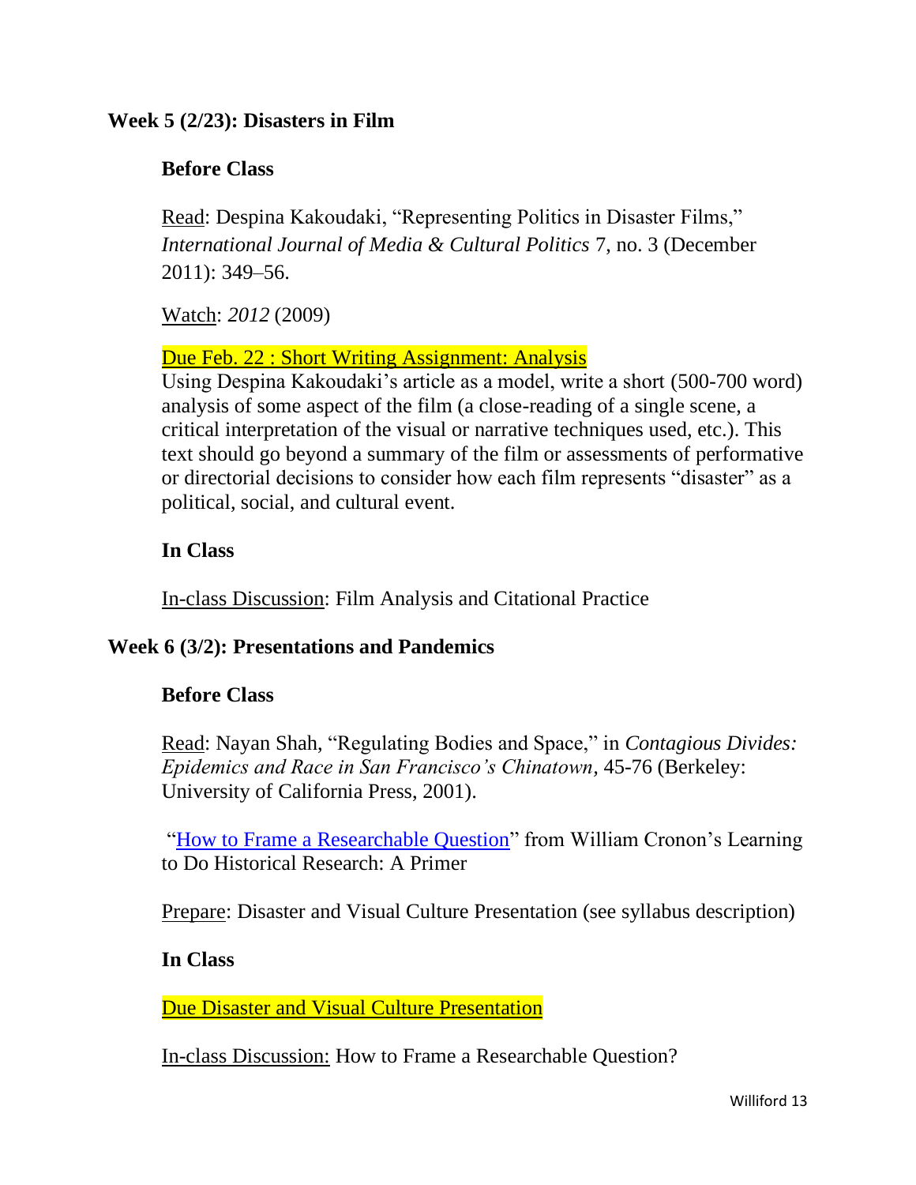## Week 5 (2/23): Disasters in Film

### Before Class

Read: Despina Kakoudaki, "Representing Politics in Disaster Films," *International Journal of Media & Cultural Politics* 7, no. 3 (December 2011): 349–56.

Watch: *2012* (2009)

Due Feb. 22 : Short Writing Assignment: Analysis

Using Despina Kakoudaki's article as a model, write a short (500-700 word) analysis of some aspect of the film (a close-reading of a single scene, a critical interpretation of the visual or narrative techniques used, etc.). This text should go beyond a summary of the film or assessments of performative or directorial decisions to consider how each film represents "disaster" as a political, social, and cultural event.

### In Class

In-class Discussion: Film Analysis and Citational Practice

## Week 6 (3/2): Presentations and Pandemics

### Before Class

Read: Nayan Shah, "Regulating Bodies and Space," in *Contagious Divides: Epidemics and Race in San Francisco's Chinatown,* 45-76 (Berkeley: University of California Press, 2001).

"How to Frame a Researchable Question" from William Cronon's Learning to Do Historical Research: A Primer

Prepare: Disaster and Visual Culture Presentation (see syllabus description)

### In Class

Due Disaster and Visual Culture Presentation

In-class Discussion: How to Frame a Researchable Question?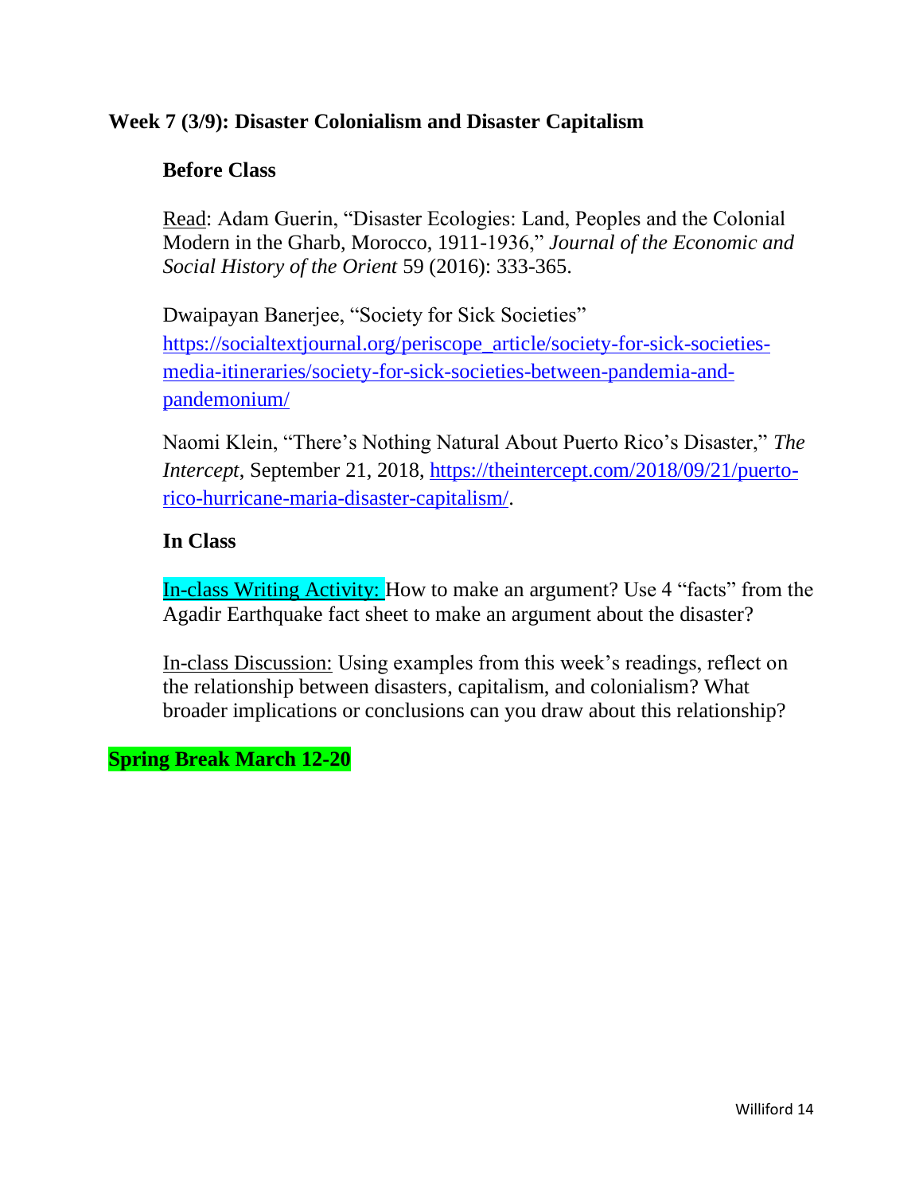### Week 7 (3/9): Disaster Colonialism and Disaster Capitalism

**Before Class**

Read: Adam Guerin, "Disaster Ecologies: Land, Peoples and the Colonial Modern in the Gharb, Morocco, 1911-1936," *Journal of the Economic and Social History of the Orient* 59 (2016): 333-365.

Dwaipayan Banerjee, "Society for Sick Societies" https://socialtextjournal.org/periscope_article/society-for-sick-societies-media-itineraries/society-for-sick-societies-between-pandemia-and-pandemonium/

Naomi Klein, "There's Nothing Natural About Puerto Rico's Disaster," *The Intercept*, September 21, 2018, https://theintercept.com/2018/09/21/puerto-rico-hurricane-maria-disaster-capitalism/.

**In Class**

In-class Writing Activity: How to make an argument? Use 4 "facts" from the Agadir Earthquake fact sheet to make an argument about the disaster?

In-class Discussion: Using examples from this week's readings, reflect on the relationship between disasters, capitalism, and colonialism? What broader implications or conclusions can you draw about this relationship?

**Spring Break March 12-20**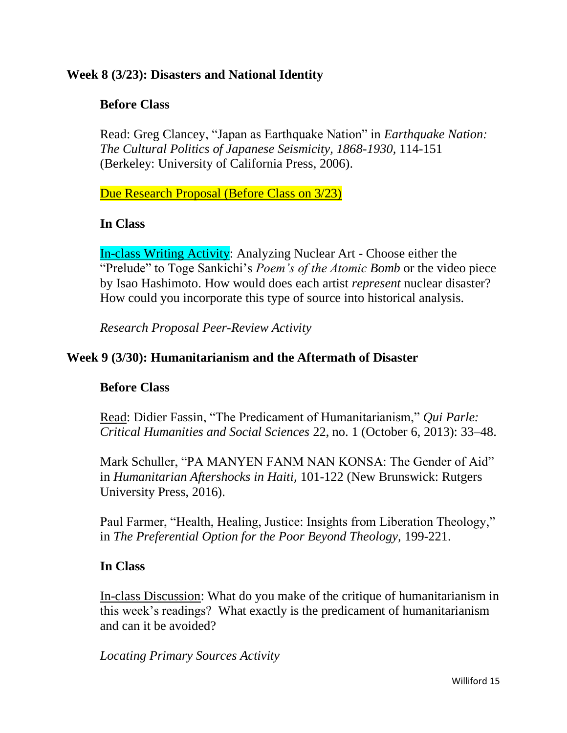## Week 8 (3/23): Disasters and National Identity

### Before Class

Read: Greg Clancey, "Japan as Earthquake Nation" in *Earthquake Nation: The Cultural Politics of Japanese Seismicity, 1868-1930,* 114-151 (Berkeley: University of California Press, 2006).

Due Research Proposal (Before Class on 3/23)

### In Class

In-class Writing Activity: Analyzing Nuclear Art - Choose either the "Prelude" to Toge Sankichi's *Poem's of the Atomic Bomb* or the video piece by Isao Hashimoto. How would does each artist *represent* nuclear disaster? How could you incorporate this type of source into historical analysis.

*Research Proposal Peer-Review Activity*

## Week 9 (3/30): Humanitarianism and the Aftermath of Disaster

### Before Class

Read: Didier Fassin, "The Predicament of Humanitarianism," *Qui Parle: Critical Humanities and Social Sciences* 22, no. 1 (October 6, 2013): 33–48.

Mark Schuller, "PA MANYEN FANM NAN KONSA: The Gender of Aid" in *Humanitarian Aftershocks in Haiti,* 101-122 (New Brunswick: Rutgers University Press, 2016).

Paul Farmer, "Health, Healing, Justice: Insights from Liberation Theology," in *The Preferential Option for the Poor Beyond Theology,* 199-221.

### In Class

In-class Discussion: What do you make of the critique of humanitarianism in this week's readings? What exactly is the predicament of humanitarianism and can it be avoided?

*Locating Primary Sources Activity*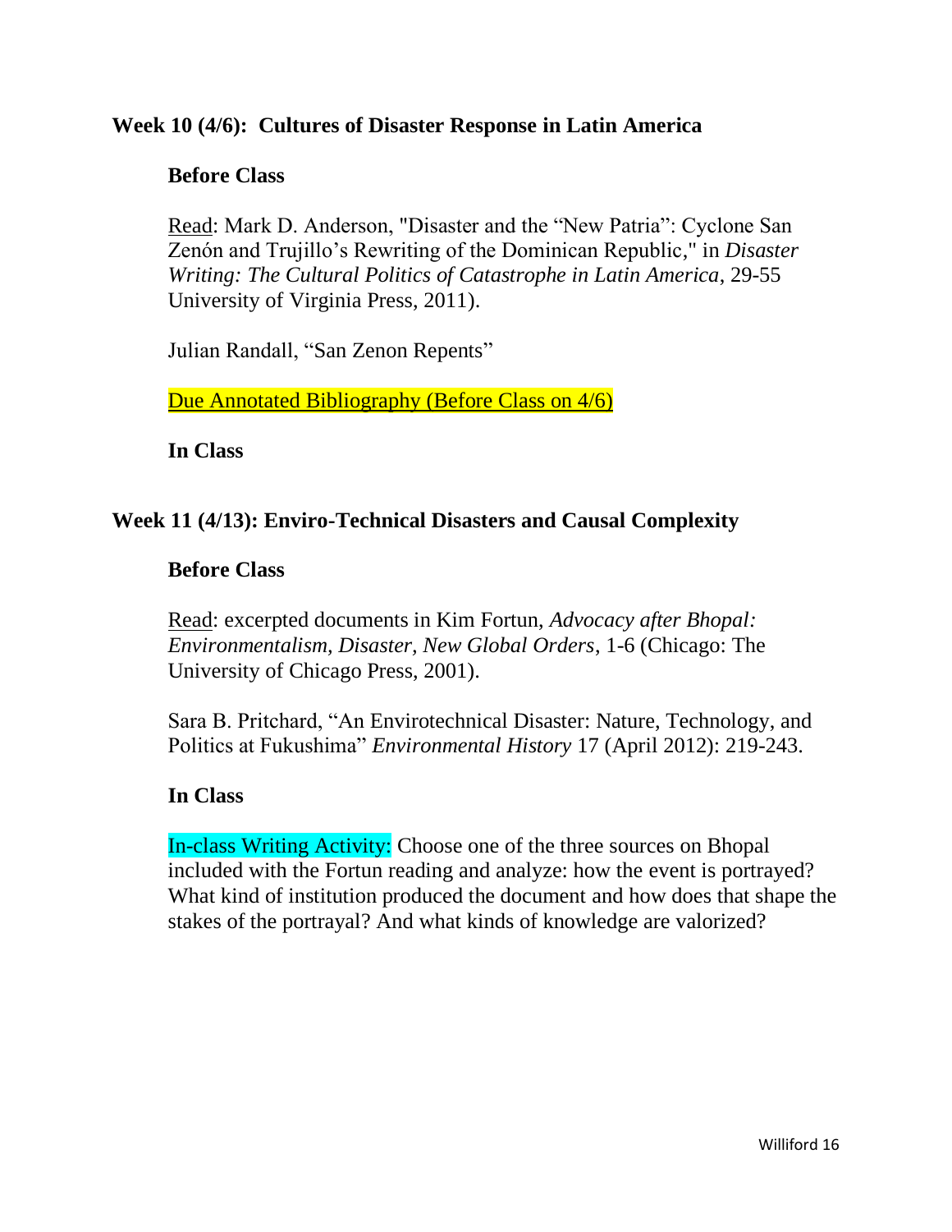### Week 10 (4/6): Cultures of Disaster Response in Latin America

**Before Class**

Read: Mark D. Anderson, "Disaster and the "New Patria": Cyclone San Zenón and Trujillo's Rewriting of the Dominican Republic," in *Disaster Writing: The Cultural Politics of Catastrophe in Latin America*, 29-55 University of Virginia Press, 2011).

Julian Randall, "San Zenon Repents"

Due Annotated Bibliography (Before Class on 4/6)

**In Class**

### Week 11 (4/13): Enviro-Technical Disasters and Causal Complexity

**Before Class**

Read: excerpted documents in Kim Fortun, *Advocacy after Bhopal: Environmentalism, Disaster, New Global Orders*, 1-6 (Chicago: The University of Chicago Press, 2001).

Sara B. Pritchard, "An Envirotechnical Disaster: Nature, Technology, and Politics at Fukushima" *Environmental History* 17 (April 2012): 219-243.

**In Class**

In-class Writing Activity: Choose one of the three sources on Bhopal included with the Fortun reading and analyze: how the event is portrayed? What kind of institution produced the document and how does that shape the stakes of the portrayal? And what kinds of knowledge are valorized?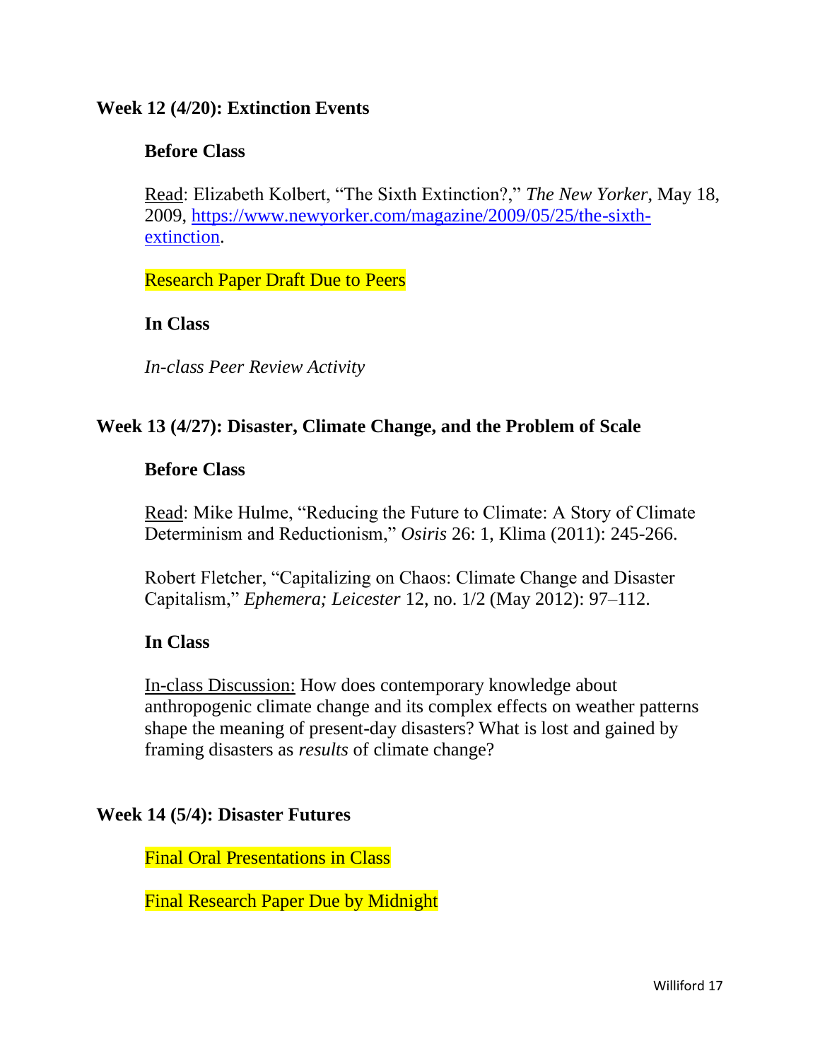**Week 12 (4/20): Extinction Events**

**Before Class**

Read: Elizabeth Kolbert, "The Sixth Extinction?," *The New Yorker*, May 18, 2009, https://www.newyorker.com/magazine/2009/05/25/the-sixth-extinction.

Research Paper Draft Due to Peers

**In Class**

*In-class Peer Review Activity*

**Week 13 (4/27): Disaster, Climate Change, and the Problem of Scale**

**Before Class**

Read: Mike Hulme, "Reducing the Future to Climate: A Story of Climate Determinism and Reductionism," *Osiris* 26: 1, Klima (2011): 245-266.

Robert Fletcher, "Capitalizing on Chaos: Climate Change and Disaster Capitalism," *Ephemera; Leicester* 12, no. 1/2 (May 2012): 97–112.

**In Class**

In-class Discussion: How does contemporary knowledge about anthropogenic climate change and its complex effects on weather patterns shape the meaning of present-day disasters? What is lost and gained by framing disasters as *results* of climate change?

**Week 14 (5/4): Disaster Futures**

Final Oral Presentations in Class

Final Research Paper Due by Midnight